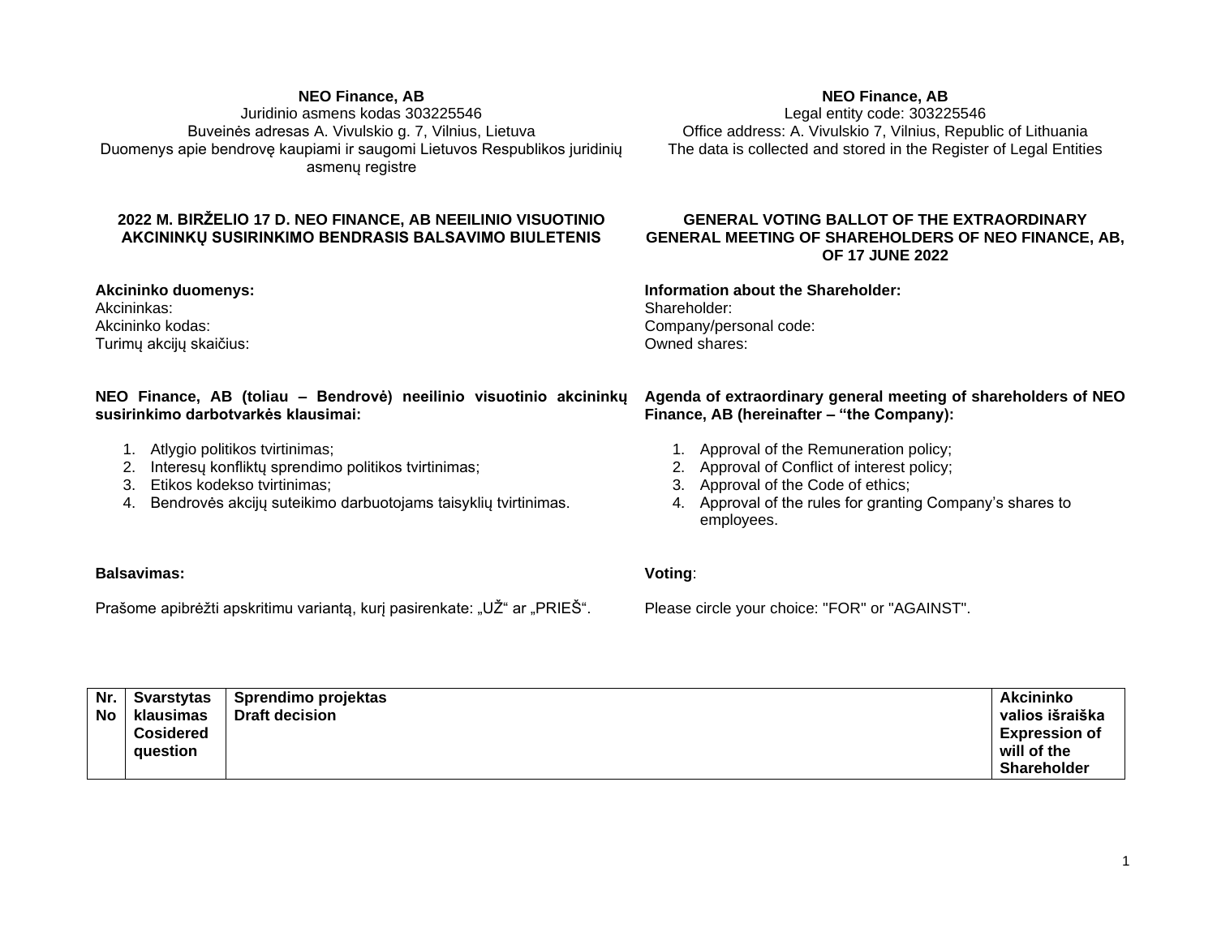**NEO Finance, AB**
Juridinio asmens kodas 303225546
Buveinės adresas A. Vivulskio g. 7, Vilnius, Lietuva
Duomenys apie bendrovę kaupiami ir saugomi Lietuvos Respublikos juridinių asmenų registre

**NEO Finance, AB**
Legal entity code: 303225546
Office address: A. Vivulskio 7, Vilnius, Republic of Lithuania
The data is collected and stored in the Register of Legal Entities

## 2022 M. BIRŽELIO 17 D. NEO FINANCE, AB NEEILINIO VISUOTINIO AKCININKŲ SUSIRINKIMO BENDRASIS BALSAVIMO BIULETENIS

## GENERAL VOTING BALLOT OF THE EXTRAORDINARY GENERAL MEETING OF SHAREHOLDERS OF NEO FINANCE, AB, OF 17 JUNE 2022

**Akcininko duomenys:**
Akcininkas:
Akcininko kodas:
Turimų akcijų skaičius:

**Information about the Shareholder:**
Shareholder:
Company/personal code:
Owned shares:

**NEO Finance, AB (toliau – Bendrovė) neeilinio visuotinio akcininkų susirinkimo darbotvarkės klausimai:**

1. Atlygio politikos tvirtinimas;
2. Interesų konfliktų sprendimo politikos tvirtinimas;
3. Etikos kodekso tvirtinimas;
4. Bendrovės akcijų suteikimo darbuotojams taisyklių tvirtinimas.

**Agenda of extraordinary general meeting of shareholders of NEO Finance, AB (hereinafter – "the Company):**

1. Approval of the Remuneration policy;
2. Approval of Conflict of interest policy;
3. Approval of the Code of ethics;
4. Approval of the rules for granting Company's shares to employees.

**Balsavimas:**

Prašome apibrėžti apskritimu variantą, kurį pasirenkate: „UŽ" ar „PRIEŠ".

**Voting**:

Please circle your choice: "FOR" or "AGAINST".

| Nr. No | Svarstytas klausimas Cosidered question | Sprendimo projektas Draft decision | Akcininko valios išraiška Expression of will of the Shareholder |
|---|---|---|---|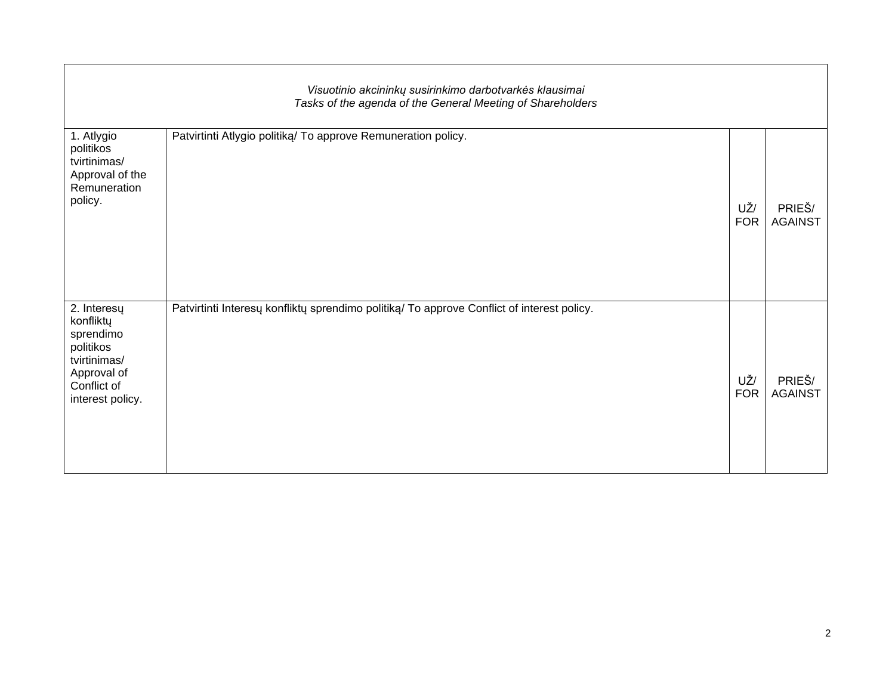| *Visuotinio akcininkų susirinkimo darbotvarkės klausimai*<br>*Tasks of the agenda of the General Meeting of Shareholders* | | | |
|---|---|---|---|
| 1. Atlygio politikos tvirtinimas/ Approval of the Remuneration policy. | Patvirtinti Atlygio politiką/ To approve Remuneration policy. | UŽ/ FOR | PRIEŠ/ AGAINST |
| 2. Interesų konfliktų sprendimo politikos tvirtinimas/ Approval of Conflict of interest policy. | Patvirtinti Interesų konfliktų sprendimo politiką/ To approve Conflict of interest policy. | UŽ/ FOR | PRIEŠ/ AGAINST |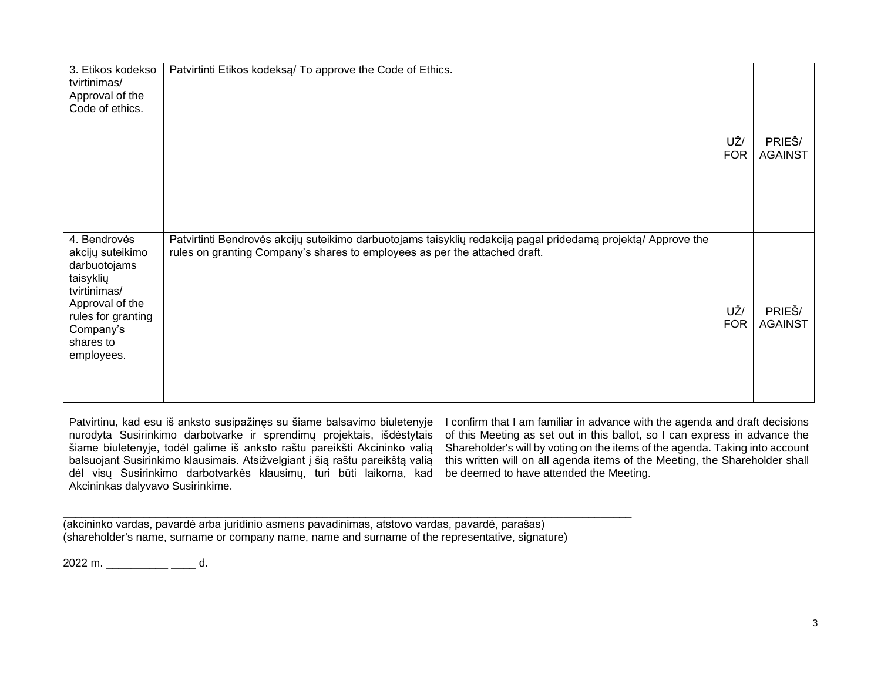| | | | |
|---|---|---|---|
| 3. Etikos kodekso tvirtinimas/ Approval of the Code of ethics. | Patvirtinti Etikos kodeksą/ To approve the Code of Ethics. | UŽ/ FOR | PRIEŠ/ AGAINST |
| 4. Bendrovės akcijų suteikimo darbuotojams taisyklių tvirtinimas/ Approval of the rules for granting Company's shares to employees. | Patvirtinti Bendrovės akcijų suteikimo darbuotojams taisyklių redakciją pagal pridedamą projektą/ Approve the rules on granting Company's shares to employees as per the attached draft. | UŽ/ FOR | PRIEŠ/ AGAINST |

Patvirtinu, kad esu iš anksto susipažinęs su šiame balsavimo biuletenyje nurodyta Susirinkimo darbotvarke ir sprendimų projektais, išdėstytais šiame biuletenyje, todėl galime iš anksto raštu pareikšti Akcininko valią balsuojant Susirinkimo klausimais. Atsižvelgiant į šią raštu pareikštą valią dėl visų Susirinkimo darbotvarkės klausimų, turi būti laikoma, kad Akcininkas dalyvavo Susirinkime.

I confirm that I am familiar in advance with the agenda and draft decisions of this Meeting as set out in this ballot, so I can express in advance the Shareholder's will by voting on the items of the agenda. Taking into account this written will on all agenda items of the Meeting, the Shareholder shall be deemed to have attended the Meeting.

_______________________________________________________________________________________

(akcininko vardas, pavardė arba juridinio asmens pavadinimas, atstovo vardas, pavardė, parašas)
(shareholder's name, surname or company name, name and surname of the representative, signature)

2022 m. __________ ____ d.